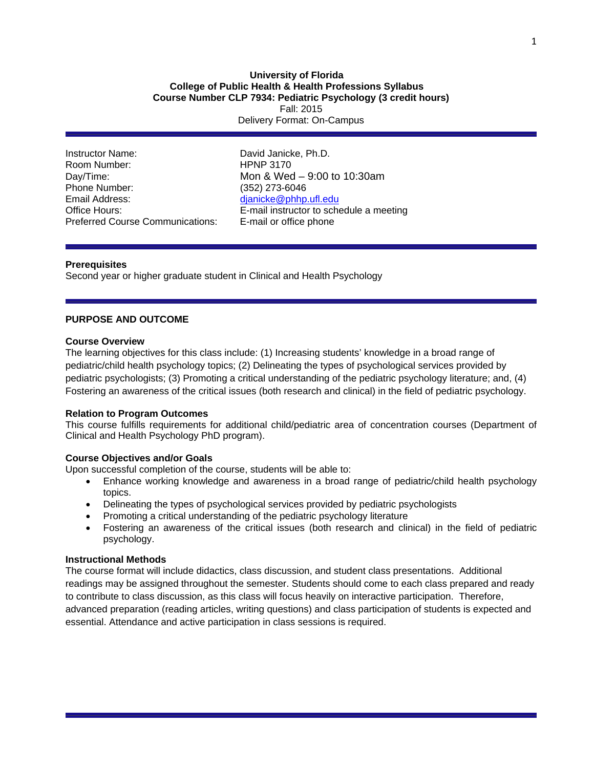**University of Florida**
**College of Public Health & Health Professions Syllabus**
**Course Number CLP 7934: Pediatric Psychology (3 credit hours)**
Fall: 2015
Delivery Format: On-Campus

| | |
|---|---|
| Instructor Name: | David Janicke, Ph.D. |
| Room Number: | HPNP 3170 |
| Day/Time: | Mon & Wed – 9:00 to 10:30am |
| Phone Number: | (352) 273-6046 |
| Email Address: | djanicke@phhp.ufl.edu |
| Office Hours: | E-mail instructor to schedule a meeting |
| Preferred Course Communications: | E-mail or office phone |

**Prerequisites**
Second year or higher graduate student in Clinical and Health Psychology

## PURPOSE AND OUTCOME

**Course Overview**
The learning objectives for this class include: (1) Increasing students' knowledge in a broad range of pediatric/child health psychology topics; (2) Delineating the types of psychological services provided by pediatric psychologists; (3) Promoting a critical understanding of the pediatric psychology literature; and, (4) Fostering an awareness of the critical issues (both research and clinical) in the field of pediatric psychology.

**Relation to Program Outcomes**
This course fulfills requirements for additional child/pediatric area of concentration courses (Department of Clinical and Health Psychology PhD program).

**Course Objectives and/or Goals**
Upon successful completion of the course, students will be able to:

- Enhance working knowledge and awareness in a broad range of pediatric/child health psychology topics.
- Delineating the types of psychological services provided by pediatric psychologists
- Promoting a critical understanding of the pediatric psychology literature
- Fostering an awareness of the critical issues (both research and clinical) in the field of pediatric psychology.

**Instructional Methods**
The course format will include didactics, class discussion, and student class presentations. Additional readings may be assigned throughout the semester. Students should come to each class prepared and ready to contribute to class discussion, as this class will focus heavily on interactive participation. Therefore, advanced preparation (reading articles, writing questions) and class participation of students is expected and essential. Attendance and active participation in class sessions is required.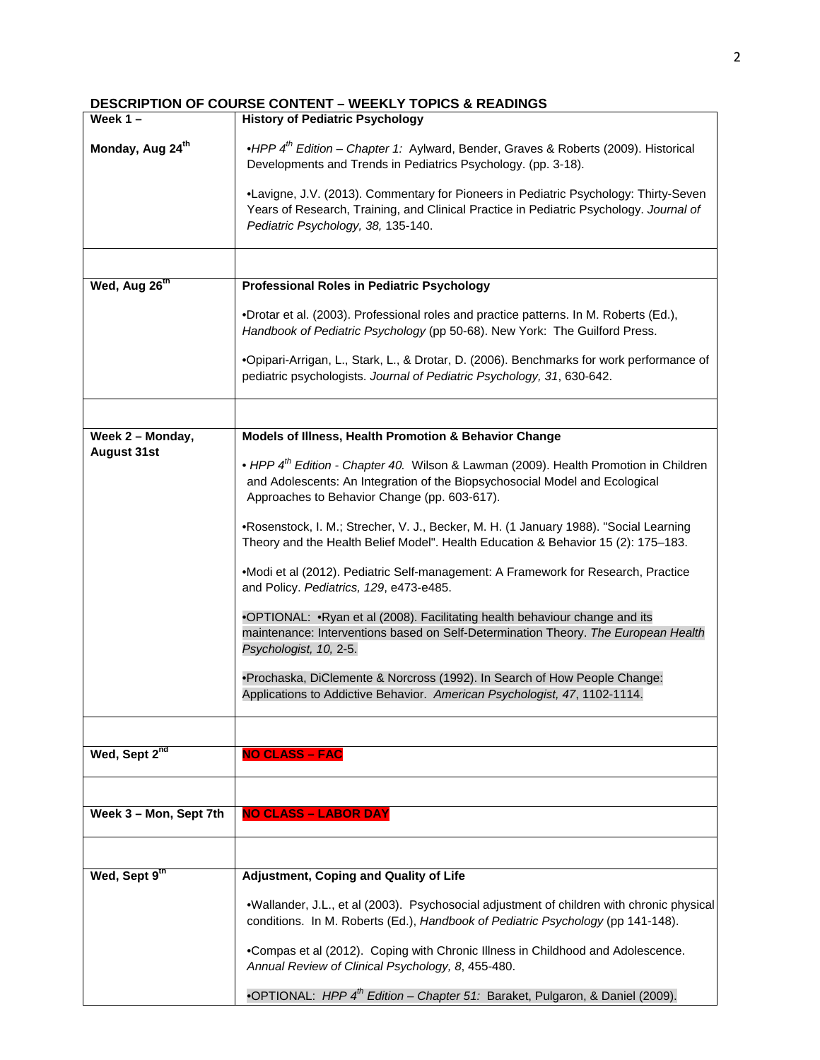**DESCRIPTION OF COURSE CONTENT – WEEKLY TOPICS & READINGS**

| Week 1 – Monday, Aug 24th | **History of Pediatric Psychology**<br><br>•*HPP 4th Edition – Chapter 1:* Aylward, Bender, Graves & Roberts (2009). Historical Developments and Trends in Pediatrics Psychology. (pp. 3-18).<br><br>•Lavigne, J.V. (2013). Commentary for Pioneers in Pediatric Psychology: Thirty-Seven Years of Research, Training, and Clinical Practice in Pediatric Psychology. *Journal of Pediatric Psychology, 38,* 135-140. |
|---|---|
| | |
| **Wed, Aug 26th** | **Professional Roles in Pediatric Psychology**<br><br>•Drotar et al. (2003). Professional roles and practice patterns. In M. Roberts (Ed.), *Handbook of Pediatric Psychology* (pp 50-68). New York: The Guilford Press.<br><br>•Opipari-Arrigan, L., Stark, L., & Drotar, D. (2006). Benchmarks for work performance of pediatric psychologists. *Journal of Pediatric Psychology, 31*, 630-642. |
| | |
| **Week 2 – Monday, August 31st** | **Models of Illness, Health Promotion & Behavior Change**<br><br>• *HPP 4th Edition - Chapter 40.* Wilson & Lawman (2009). Health Promotion in Children and Adolescents: An Integration of the Biopsychosocial Model and Ecological Approaches to Behavior Change (pp. 603-617).<br><br>•Rosenstock, I. M.; Strecher, V. J., Becker, M. H. (1 January 1988). "Social Learning Theory and the Health Belief Model". Health Education & Behavior 15 (2): 175–183.<br><br>•Modi et al (2012). Pediatric Self-management: A Framework for Research, Practice and Policy. *Pediatrics, 129*, e473-e485.<br><br>•OPTIONAL: •Ryan et al (2008). Facilitating health behaviour change and its maintenance: Interventions based on Self-Determination Theory. *The European Health Psychologist, 10,* 2-5.<br><br>•Prochaska, DiClemente & Norcross (1992). In Search of How People Change: Applications to Addictive Behavior. *American Psychologist, 47*, 1102-1114. |
| | |
| **Wed, Sept 2nd** | **NO CLASS – FAC** |
| | |
| **Week 3 – Mon, Sept 7th** | **NO CLASS – LABOR DAY** |
| | |
| **Wed, Sept 9th** | **Adjustment, Coping and Quality of Life**<br><br>•Wallander, J.L., et al (2003). Psychosocial adjustment of children with chronic physical conditions. In M. Roberts (Ed.), *Handbook of Pediatric Psychology* (pp 141-148).<br><br>•Compas et al (2012). Coping with Chronic Illness in Childhood and Adolescence. *Annual Review of Clinical Psychology, 8*, 455-480.<br><br>•OPTIONAL: *HPP 4th Edition – Chapter 51:* Baraket, Pulgaron, & Daniel (2009). |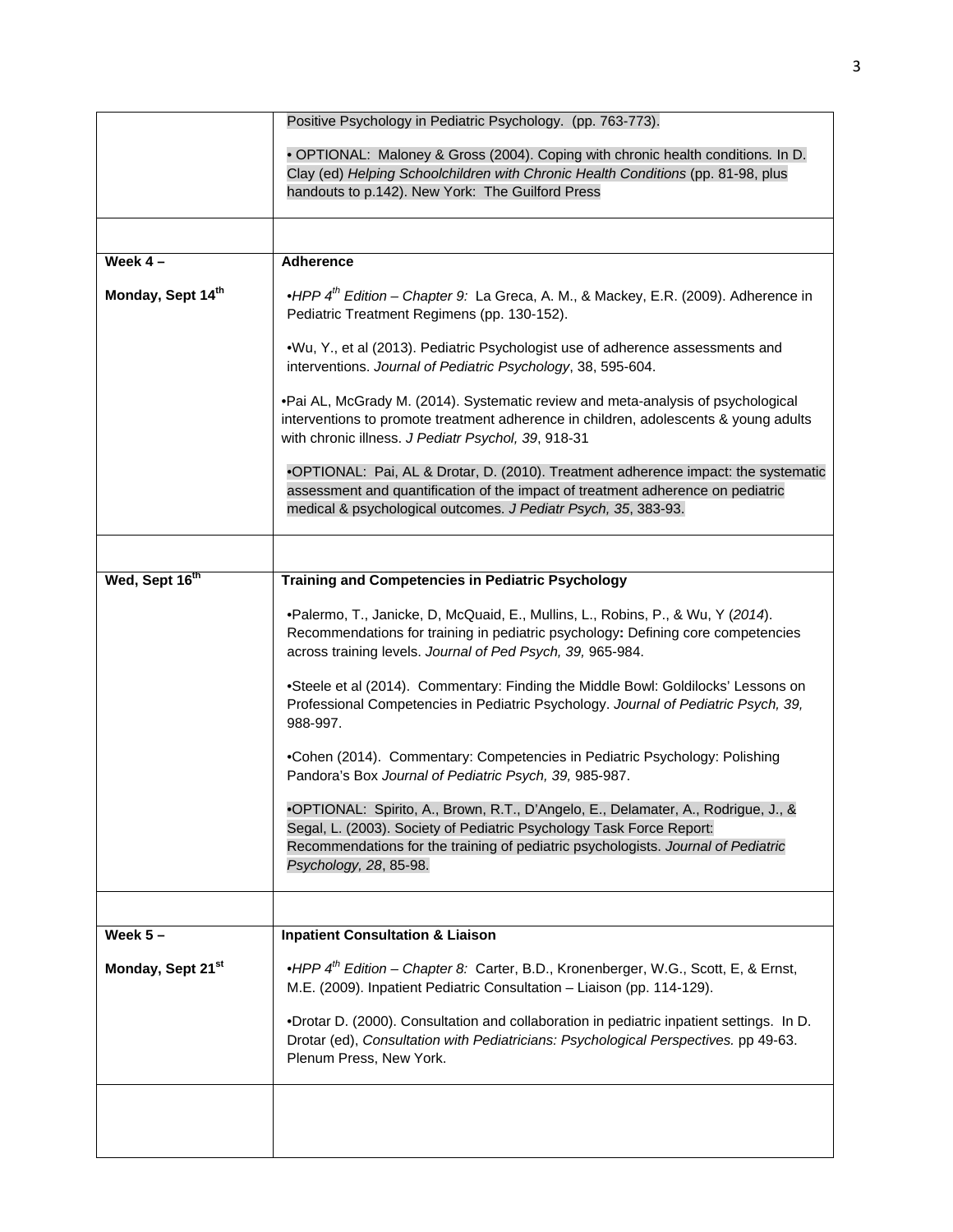| | |
|---|---|
| | Positive Psychology in Pediatric Psychology. (pp. 763-773).<br><br>• OPTIONAL: Maloney & Gross (2004). Coping with chronic health conditions. In D. Clay (ed) *Helping Schoolchildren with Chronic Health Conditions* (pp. 81-98, plus handouts to p.142). New York: The Guilford Press |
| | |
| **Week 4 –**<br><br>**Monday, Sept 14th** | **Adherence**<br><br>•*HPP 4th Edition – Chapter 9:* La Greca, A. M., & Mackey, E.R. (2009). Adherence in Pediatric Treatment Regimens (pp. 130-152).<br><br>•Wu, Y., et al (2013). Pediatric Psychologist use of adherence assessments and interventions. *Journal of Pediatric Psychology*, 38, 595-604.<br><br>•Pai AL, McGrady M. (2014). Systematic review and meta-analysis of psychological interventions to promote treatment adherence in children, adolescents & young adults with chronic illness. *J Pediatr Psychol, 39*, 918-31<br><br>•OPTIONAL: Pai, AL & Drotar, D. (2010). Treatment adherence impact: the systematic assessment and quantification of the impact of treatment adherence on pediatric medical & psychological outcomes. *J Pediatr Psych, 35*, 383-93. |
| | |
| **Wed, Sept 16th** | **Training and Competencies in Pediatric Psychology**<br><br>•Palermo, T., Janicke, D, McQuaid, E., Mullins, L., Robins, P., & Wu, Y (*2014*). Recommendations for training in pediatric psychology**:** Defining core competencies across training levels. *Journal of Ped Psych, 39,* 965-984.<br><br>•Steele et al (2014). Commentary: Finding the Middle Bowl: Goldilocks' Lessons on Professional Competencies in Pediatric Psychology. *Journal of Pediatric Psych, 39,* 988-997.<br><br>•Cohen (2014). Commentary: Competencies in Pediatric Psychology: Polishing Pandora's Box *Journal of Pediatric Psych, 39,* 985-987.<br><br>•OPTIONAL: Spirito, A., Brown, R.T., D'Angelo, E., Delamater, A., Rodrigue, J., & Segal, L. (2003). Society of Pediatric Psychology Task Force Report: Recommendations for the training of pediatric psychologists. *Journal of Pediatric Psychology, 28*, 85-98. |
| | |
| **Week 5 –**<br><br>**Monday, Sept 21st** | **Inpatient Consultation & Liaison**<br><br>•*HPP 4th Edition – Chapter 8:* Carter, B.D., Kronenberger, W.G., Scott, E, & Ernst, M.E. (2009). Inpatient Pediatric Consultation – Liaison (pp. 114-129).<br><br>•Drotar D. (2000). Consultation and collaboration in pediatric inpatient settings. In D. Drotar (ed), *Consultation with Pediatricians: Psychological Perspectives.* pp 49-63. Plenum Press, New York. |
| | |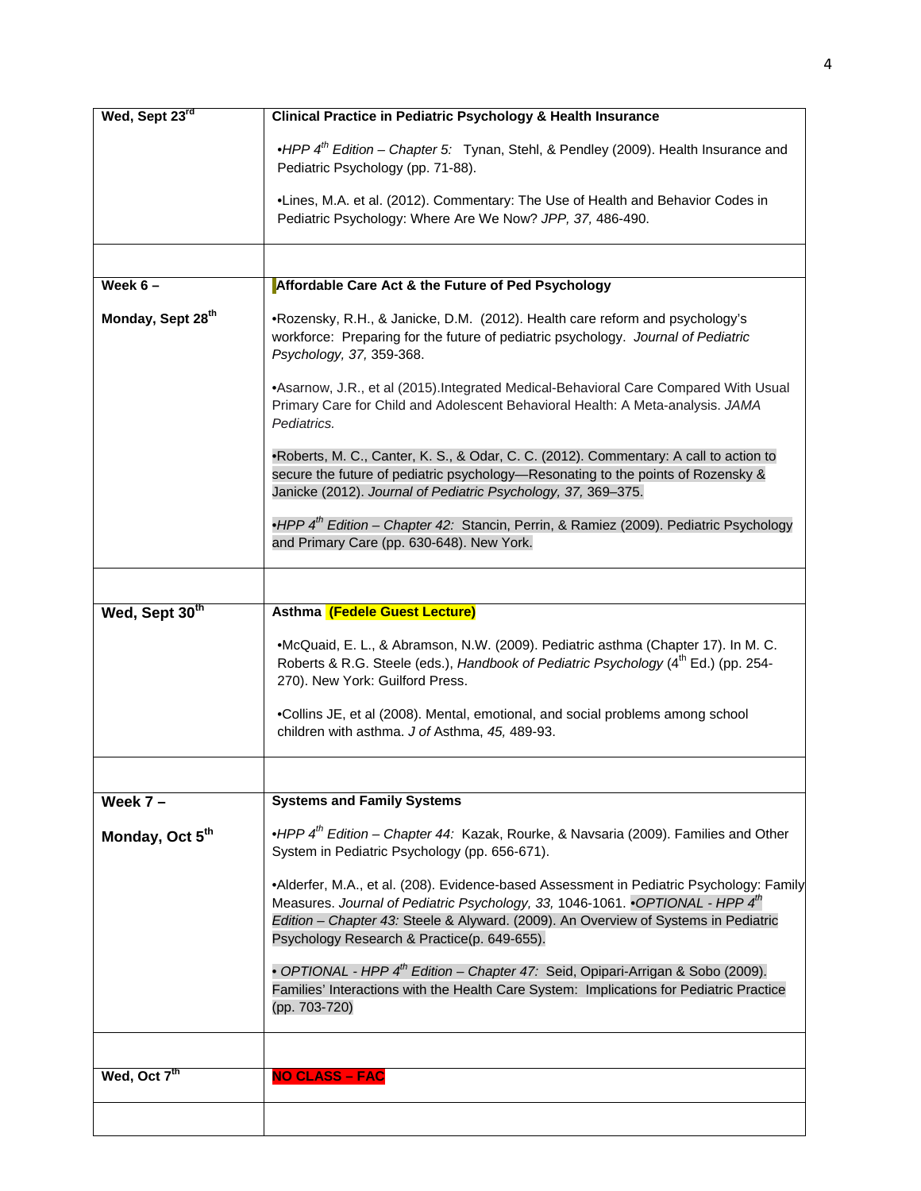| | |
|---|---|
| Wed, Sept 23rd | **Clinical Practice in Pediatric Psychology & Health Insurance**<br><br>•*HPP 4th Edition – Chapter 5:* Tynan, Stehl, & Pendley (2009). Health Insurance and Pediatric Psychology (pp. 71-88).<br><br>•Lines, M.A. et al. (2012). Commentary: The Use of Health and Behavior Codes in Pediatric Psychology: Where Are We Now? *JPP, 37,* 486-490. |
| | |
| **Week 6 –**<br><br>**Monday, Sept 28th** | **Affordable Care Act & the Future of Ped Psychology**<br><br>•Rozensky, R.H., & Janicke, D.M. (2012). Health care reform and psychology's workforce: Preparing for the future of pediatric psychology. *Journal of Pediatric Psychology, 37,* 359-368.<br><br>•Asarnow, J.R., et al (2015).Integrated Medical-Behavioral Care Compared With Usual Primary Care for Child and Adolescent Behavioral Health: A Meta-analysis. *JAMA Pediatrics.*<br><br>•Roberts, M. C., Canter, K. S., & Odar, C. C. (2012). Commentary: A call to action to secure the future of pediatric psychology—Resonating to the points of Rozensky & Janicke (2012). *Journal of Pediatric Psychology, 37,* 369–375.<br><br>•*HPP 4th Edition – Chapter 42:* Stancin, Perrin, & Ramiez (2009). Pediatric Psychology and Primary Care (pp. 630-648). New York. |
| | |
| **Wed, Sept 30th** | **Asthma (Fedele Guest Lecture)**<br><br>•McQuaid, E. L., & Abramson, N.W. (2009). Pediatric asthma (Chapter 17). In M. C. Roberts & R.G. Steele (eds.), *Handbook of Pediatric Psychology* (4th Ed.) (pp. 254-270). New York: Guilford Press.<br><br>•Collins JE, et al (2008). Mental, emotional, and social problems among school children with asthma. *J of* Asthma, *45,* 489-93. |
| | |
| **Week 7 –**<br><br>**Monday, Oct 5th** | **Systems and Family Systems**<br><br>•*HPP 4th Edition – Chapter 44:* Kazak, Rourke, & Navsaria (2009). Families and Other System in Pediatric Psychology (pp. 656-671).<br><br>•Alderfer, M.A., et al. (208). Evidence-based Assessment in Pediatric Psychology: Family Measures. *Journal of Pediatric Psychology, 33,* 1046-1061. •*OPTIONAL - HPP 4th Edition – Chapter 43:* Steele & Alyward. (2009). An Overview of Systems in Pediatric Psychology Research & Practice(p. 649-655).<br><br>• *OPTIONAL - HPP 4th Edition – Chapter 47:* Seid, Opipari-Arrigan & Sobo (2009). Families' Interactions with the Health Care System: Implications for Pediatric Practice (pp. 703-720) |
| | |
| Wed, Oct 7th | **NO CLASS – FAC** |
| | |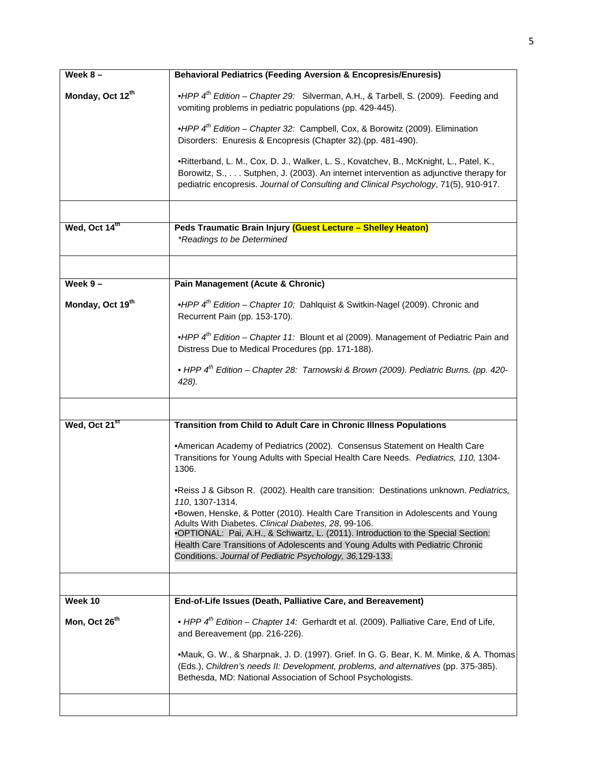| Week 8 – Monday, Oct 12th | **Behavioral Pediatrics (Feeding Aversion & Encopresis/Enuresis)**<br><br>•*HPP 4th Edition – Chapter 29:* Silverman, A.H., & Tarbell, S. (2009). Feeding and vomiting problems in pediatric populations (pp. 429-445).<br><br>•*HPP 4th Edition – Chapter 32:* Campbell, Cox, & Borowitz (2009). Elimination Disorders: Enuresis & Encopresis (Chapter 32).(pp. 481-490).<br><br>•Ritterband, L. M., Cox, D. J., Walker, L. S., Kovatchev, B., McKnight, L., Patel, K., Borowitz, S., . . . Sutphen, J. (2003). An internet intervention as adjunctive therapy for pediatric encopresis. *Journal of Consulting and Clinical Psychology*, 71(5), 910-917. |
|---|---|
| | |
| **Wed, Oct 14th** | **Peds Traumatic Brain Injury (Guest Lecture – Shelley Heaton)**<br>*\*Readings to be Determined* |
| | |
| **Week 9 – Monday, Oct 19th** | **Pain Management (Acute & Chronic)**<br><br>•*HPP 4th Edition – Chapter 10;* Dahlquist & Switkin-Nagel (2009). Chronic and Recurrent Pain (pp. 153-170).<br><br>•*HPP 4th Edition – Chapter 11:* Blount et al (2009). Management of Pediatric Pain and Distress Due to Medical Procedures (pp. 171-188).<br><br>• *HPP 4th Edition – Chapter 28: Tarnowski & Brown (2009). Pediatric Burns. (pp. 420-428).* |
| | |
| **Wed, Oct 21st** | **Transition from Child to Adult Care in Chronic Illness Populations**<br><br>•American Academy of Pediatrics (2002). Consensus Statement on Health Care Transitions for Young Adults with Special Health Care Needs. *Pediatrics, 110,* 1304-1306.<br><br>•Reiss J & Gibson R. (2002). Health care transition: Destinations unknown. *Pediatrics, 110*, 1307-1314.<br>•Bowen, Henske, & Potter (2010). Health Care Transition in Adolescents and Young Adults With Diabetes. *Clinical Diabetes, 28*, 99-106.<br>•OPTIONAL: Pai, A.H., & Schwartz, L. (2011). Introduction to the Special Section: Health Care Transitions of Adolescents and Young Adults with Pediatric Chronic Conditions. *Journal of Pediatric Psychology, 36,*129-133. |
| | |
| **Week 10 Mon, Oct 26th** | **End-of-Life Issues (Death, Palliative Care, and Bereavement)**<br><br>• *HPP 4th Edition – Chapter 14:* Gerhardt et al. (2009). Palliative Care, End of Life, and Bereavement (pp. 216-226).<br><br>•Mauk, G. W., & Sharpnak, J. D. (1997). Grief. In G. G. Bear, K. M. Minke, & A. Thomas (Eds.), *Children's needs II: Development, problems, and alternatives* (pp. 375-385). Bethesda, MD: National Association of School Psychologists. |
| | |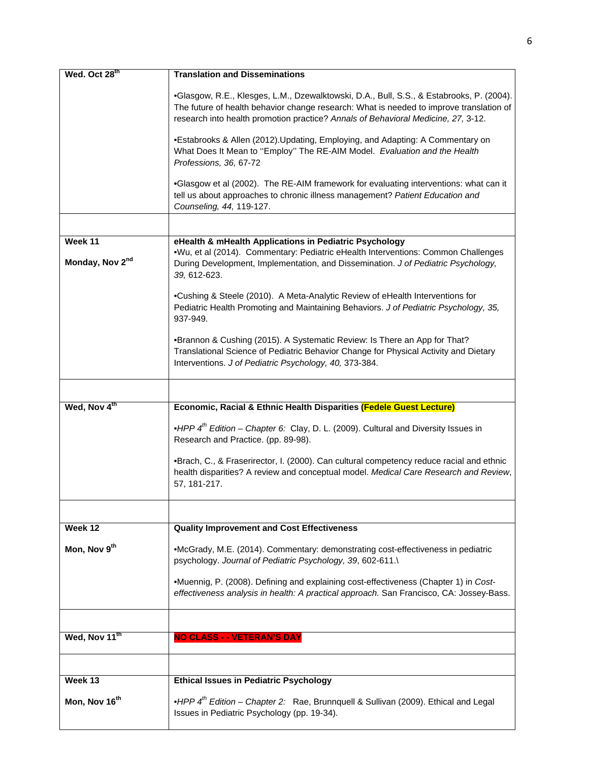| Date | Topic and Readings |
|---|---|
| **Wed. Oct 28th** | **Translation and Disseminations**<br><br>•Glasgow, R.E., Klesges, L.M., Dzewaltkowski, D.A., Bull, S.S., & Estabrooks, P. (2004). The future of health behavior change research: What is needed to improve translation of research into health promotion practice? *Annals of Behavioral Medicine, 27,* 3-12.<br><br>•Estabrooks & Allen (2012).Updating, Employing, and Adapting: A Commentary on What Does It Mean to ''Employ'' The RE-AIM Model. *Evaluation and the Health Professions, 36,* 67-72<br><br>•Glasgow et al (2002). The RE-AIM framework for evaluating interventions: what can it tell us about approaches to chronic illness management? *Patient Education and Counseling, 44,* 119-127. |
| | |
| **Week 11**<br><br>**Monday, Nov 2nd** | **eHealth & mHealth Applications in Pediatric Psychology**<br>•Wu, et al (2014). Commentary: Pediatric eHealth Interventions: Common Challenges During Development, Implementation, and Dissemination. *J of Pediatric Psychology, 39,* 612-623.<br><br>•Cushing & Steele (2010). A Meta-Analytic Review of eHealth Interventions for Pediatric Health Promoting and Maintaining Behaviors. *J of Pediatric Psychology, 35,* 937-949.<br><br>•Brannon & Cushing (2015). A Systematic Review: Is There an App for That? Translational Science of Pediatric Behavior Change for Physical Activity and Dietary Interventions. *J of Pediatric Psychology, 40,* 373-384. |
| | |
| **Wed, Nov 4th** | **Economic, Racial & Ethnic Health Disparities (Fedele Guest Lecture)**<br><br>•*HPP 4th Edition – Chapter 6:* Clay, D. L. (2009). Cultural and Diversity Issues in Research and Practice. (pp. 89-98).<br><br>•Brach, C., & Fraserirector, I. (2000). Can cultural competency reduce racial and ethnic health disparities? A review and conceptual model. *Medical Care Research and Review*, 57, 181-217. |
| | |
| **Week 12**<br><br>**Mon, Nov 9th** | **Quality Improvement and Cost Effectiveness**<br><br>•McGrady, M.E. (2014). Commentary: demonstrating cost-effectiveness in pediatric psychology. *Journal of Pediatric Psychology, 39*, 602-611.\<br><br>•Muennig, P. (2008). Defining and explaining cost-effectiveness (Chapter 1) in *Cost-effectiveness analysis in health: A practical approach.* San Francisco, CA: Jossey-Bass. |
| | |
| **Wed, Nov 11th** | **NO CLASS - - VETERAN'S DAY** |
| | |
| **Week 13**<br><br>**Mon, Nov 16th** | **Ethical Issues in Pediatric Psychology**<br><br>•*HPP 4th Edition – Chapter 2:* Rae, Brunnquell & Sullivan (2009). Ethical and Legal Issues in Pediatric Psychology (pp. 19-34). |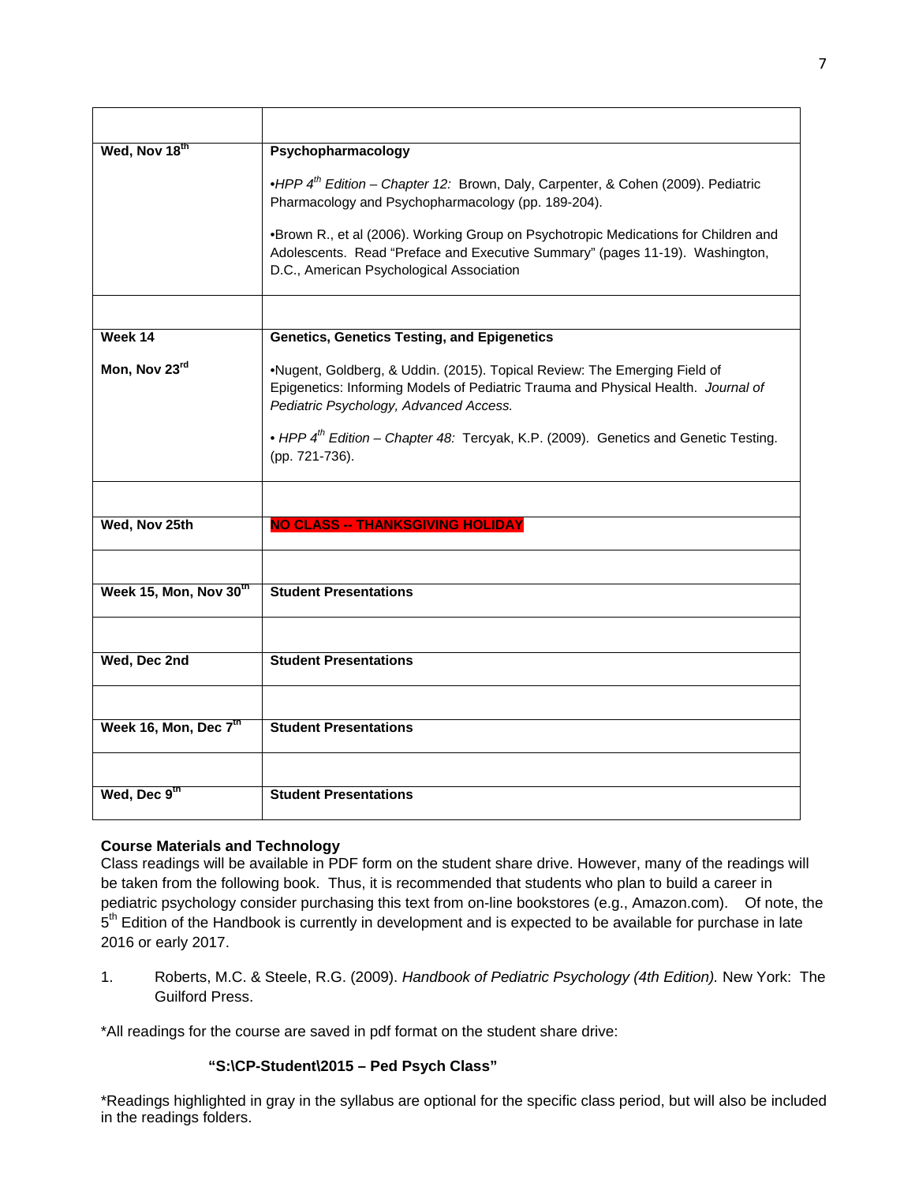| | |
|---|---|
| **Wed, Nov 18th** | **Psychopharmacology**<br><br>•*HPP 4th Edition – Chapter 12:* Brown, Daly, Carpenter, & Cohen (2009). Pediatric Pharmacology and Psychopharmacology (pp. 189-204).<br><br>•Brown R., et al (2006). Working Group on Psychotropic Medications for Children and Adolescents. Read "Preface and Executive Summary" (pages 11-19). Washington, D.C., American Psychological Association |
| | |
| **Week 14**<br><br>**Mon, Nov 23rd** | **Genetics, Genetics Testing, and Epigenetics**<br><br>•Nugent, Goldberg, & Uddin. (2015). Topical Review: The Emerging Field of Epigenetics: Informing Models of Pediatric Trauma and Physical Health. *Journal of Pediatric Psychology, Advanced Access.*<br><br>• *HPP 4th Edition – Chapter 48:* Tercyak, K.P. (2009). Genetics and Genetic Testing. (pp. 721-736). |
| | |
| **Wed, Nov 25th** | **NO CLASS -- THANKSGIVING HOLIDAY** |
| | |
| **Week 15, Mon, Nov 30th** | **Student Presentations** |
| | |
| **Wed, Dec 2nd** | **Student Presentations** |
| | |
| **Week 16, Mon, Dec 7th** | **Student Presentations** |
| | |
| **Wed, Dec 9th** | **Student Presentations** |

**Course Materials and Technology**

Class readings will be available in PDF form on the student share drive. However, many of the readings will be taken from the following book. Thus, it is recommended that students who plan to build a career in pediatric psychology consider purchasing this text from on-line bookstores (e.g., Amazon.com). Of note, the 5th Edition of the Handbook is currently in development and is expected to be available for purchase in late 2016 or early 2017.

1. Roberts, M.C. & Steele, R.G. (2009). *Handbook of Pediatric Psychology (4th Edition).* New York: The Guilford Press.

*All readings for the course are saved in pdf format on the student share drive:

**"S:\CP-Student\2015 – Ped Psych Class"**

*Readings highlighted in gray in the syllabus are optional for the specific class period, but will also be included in the readings folders.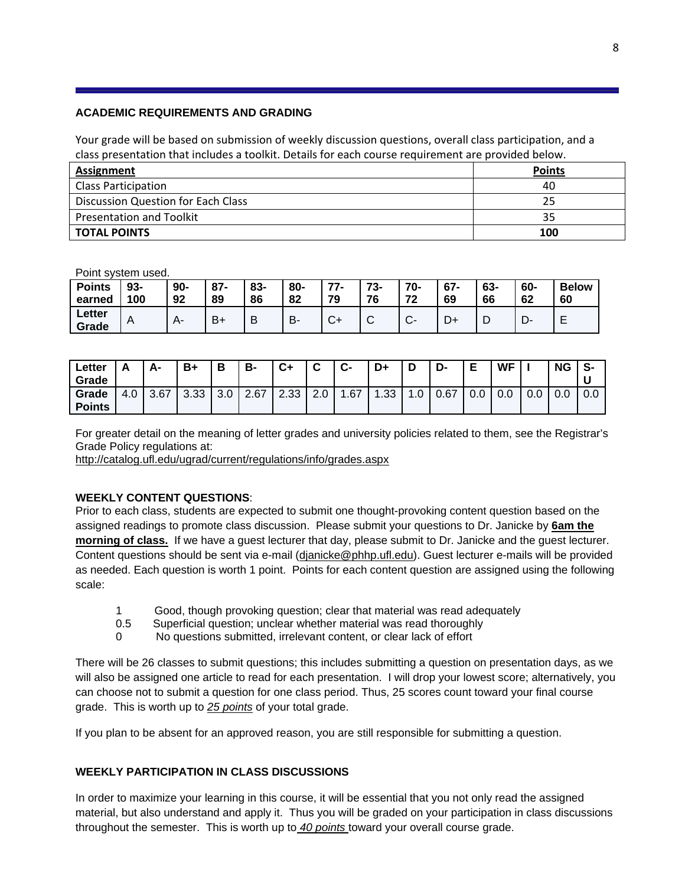### ACADEMIC REQUIREMENTS AND GRADING

Your grade will be based on submission of weekly discussion questions, overall class participation, and a class presentation that includes a toolkit. Details for each course requirement are provided below.

| Assignment | Points |
|---|---|
| Class Participation | 40 |
| Discussion Question for Each Class | 25 |
| Presentation and Toolkit | 35 |
| **TOTAL POINTS** | **100** |

Point system used.

| Points earned | 93-100 | 90-92 | 87-89 | 83-86 | 80-82 | 77-79 | 73-76 | 70-72 | 67-69 | 63-66 | 60-62 | Below 60 |
|---|---|---|---|---|---|---|---|---|---|---|---|---|
| Letter Grade | A | A- | B+ | B | B- | C+ | C | C- | D+ | D | D- | E |

| Letter Grade | A | A- | B+ | B | B- | C+ | C | C- | D+ | D | D- | E | WF | I | NG | S-U |
|---|---|---|---|---|---|---|---|---|---|---|---|---|---|---|---|---|
| Grade Points | 4.0 | 3.67 | 3.33 | 3.0 | 2.67 | 2.33 | 2.0 | 1.67 | 1.33 | 1.0 | 0.67 | 0.0 | 0.0 | 0.0 | 0.0 | 0.0 |

For greater detail on the meaning of letter grades and university policies related to them, see the Registrar's Grade Policy regulations at:
http://catalog.ufl.edu/ugrad/current/regulations/info/grades.aspx

### WEEKLY CONTENT QUESTIONS:

Prior to each class, students are expected to submit one thought-provoking content question based on the assigned readings to promote class discussion. Please submit your questions to Dr. Janicke by **6am the morning of class.** If we have a guest lecturer that day, please submit to Dr. Janicke and the guest lecturer. Content questions should be sent via e-mail (djanicke@phhp.ufl.edu). Guest lecturer e-mails will be provided as needed. Each question is worth 1 point. Points for each content question are assigned using the following scale:

- 1 Good, though provoking question; clear that material was read adequately
- 0.5 Superficial question; unclear whether material was read thoroughly
- 0 No questions submitted, irrelevant content, or clear lack of effort

There will be 26 classes to submit questions; this includes submitting a question on presentation days, as we will also be assigned one article to read for each presentation. I will drop your lowest score; alternatively, you can choose not to submit a question for one class period. Thus, 25 scores count toward your final course grade. This is worth up to *25 points* of your total grade.

If you plan to be absent for an approved reason, you are still responsible for submitting a question.

### WEEKLY PARTICIPATION IN CLASS DISCUSSIONS

In order to maximize your learning in this course, it will be essential that you not only read the assigned material, but also understand and apply it. Thus you will be graded on your participation in class discussions throughout the semester. This is worth up to *40 points* toward your overall course grade.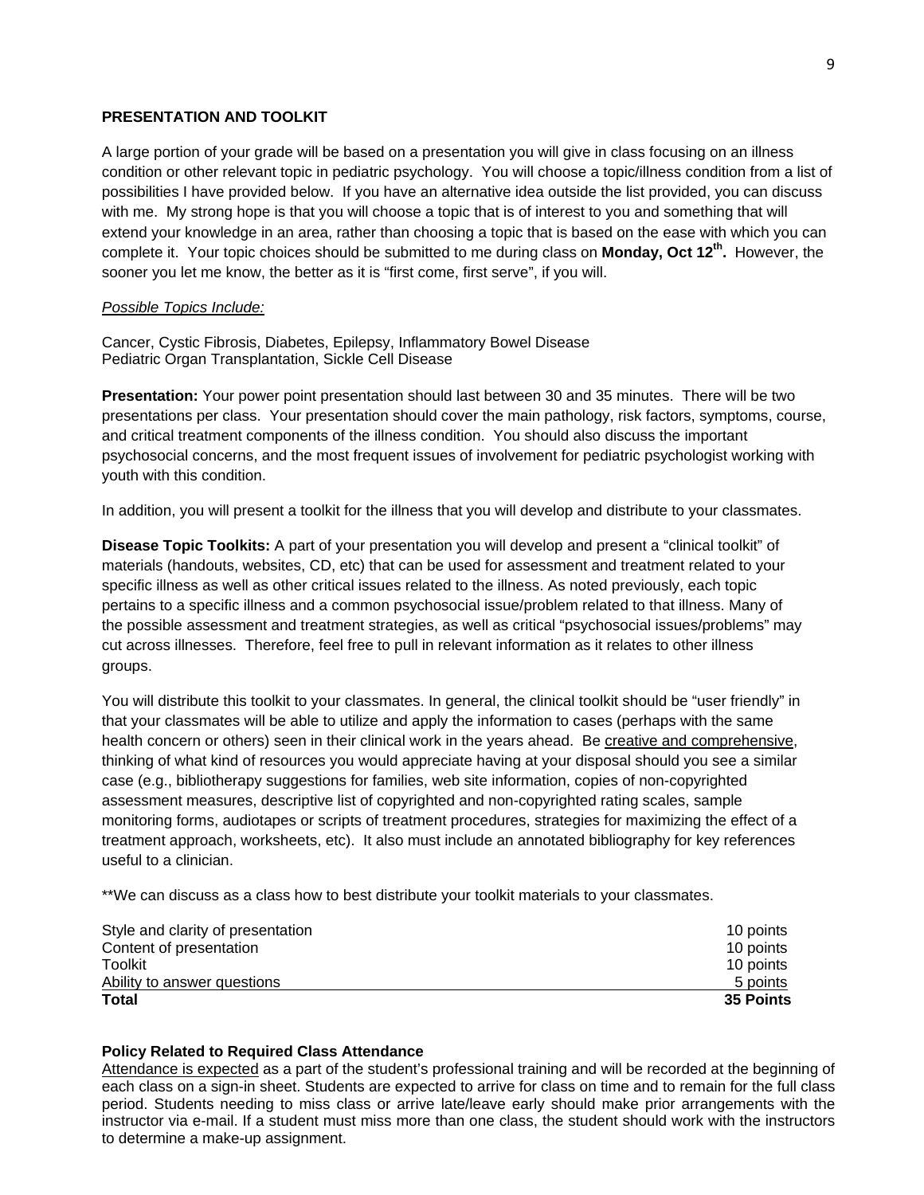**PRESENTATION AND TOOLKIT**

A large portion of your grade will be based on a presentation you will give in class focusing on an illness condition or other relevant topic in pediatric psychology. You will choose a topic/illness condition from a list of possibilities I have provided below. If you have an alternative idea outside the list provided, you can discuss with me. My strong hope is that you will choose a topic that is of interest to you and something that will extend your knowledge in an area, rather than choosing a topic that is based on the ease with which you can complete it. Your topic choices should be submitted to me during class on **Monday, Oct 12th.** However, the sooner you let me know, the better as it is "first come, first serve", if you will.

*Possible Topics Include:*

Cancer, Cystic Fibrosis, Diabetes, Epilepsy, Inflammatory Bowel Disease
Pediatric Organ Transplantation, Sickle Cell Disease

**Presentation:** Your power point presentation should last between 30 and 35 minutes. There will be two presentations per class. Your presentation should cover the main pathology, risk factors, symptoms, course, and critical treatment components of the illness condition. You should also discuss the important psychosocial concerns, and the most frequent issues of involvement for pediatric psychologist working with youth with this condition.

In addition, you will present a toolkit for the illness that you will develop and distribute to your classmates.

**Disease Topic Toolkits:** A part of your presentation you will develop and present a "clinical toolkit" of materials (handouts, websites, CD, etc) that can be used for assessment and treatment related to your specific illness as well as other critical issues related to the illness. As noted previously, each topic pertains to a specific illness and a common psychosocial issue/problem related to that illness. Many of the possible assessment and treatment strategies, as well as critical "psychosocial issues/problems" may cut across illnesses. Therefore, feel free to pull in relevant information as it relates to other illness groups.

You will distribute this toolkit to your classmates. In general, the clinical toolkit should be "user friendly" in that your classmates will be able to utilize and apply the information to cases (perhaps with the same health concern or others) seen in their clinical work in the years ahead. Be creative and comprehensive, thinking of what kind of resources you would appreciate having at your disposal should you see a similar case (e.g., bibliotherapy suggestions for families, web site information, copies of non-copyrighted assessment measures, descriptive list of copyrighted and non-copyrighted rating scales, sample monitoring forms, audiotapes or scripts of treatment procedures, strategies for maximizing the effect of a treatment approach, worksheets, etc). It also must include an annotated bibliography for key references useful to a clinician.

**We can discuss as a class how to best distribute your toolkit materials to your classmates.

| | |
|---|---|
| Style and clarity of presentation | 10 points |
| Content of presentation | 10 points |
| Toolkit | 10 points |
| Ability to answer questions | 5 points |
| **Total** | **35 Points** |

**Policy Related to Required Class Attendance**

Attendance is expected as a part of the student's professional training and will be recorded at the beginning of each class on a sign-in sheet. Students are expected to arrive for class on time and to remain for the full class period. Students needing to miss class or arrive late/leave early should make prior arrangements with the instructor via e-mail. If a student must miss more than one class, the student should work with the instructors to determine a make-up assignment.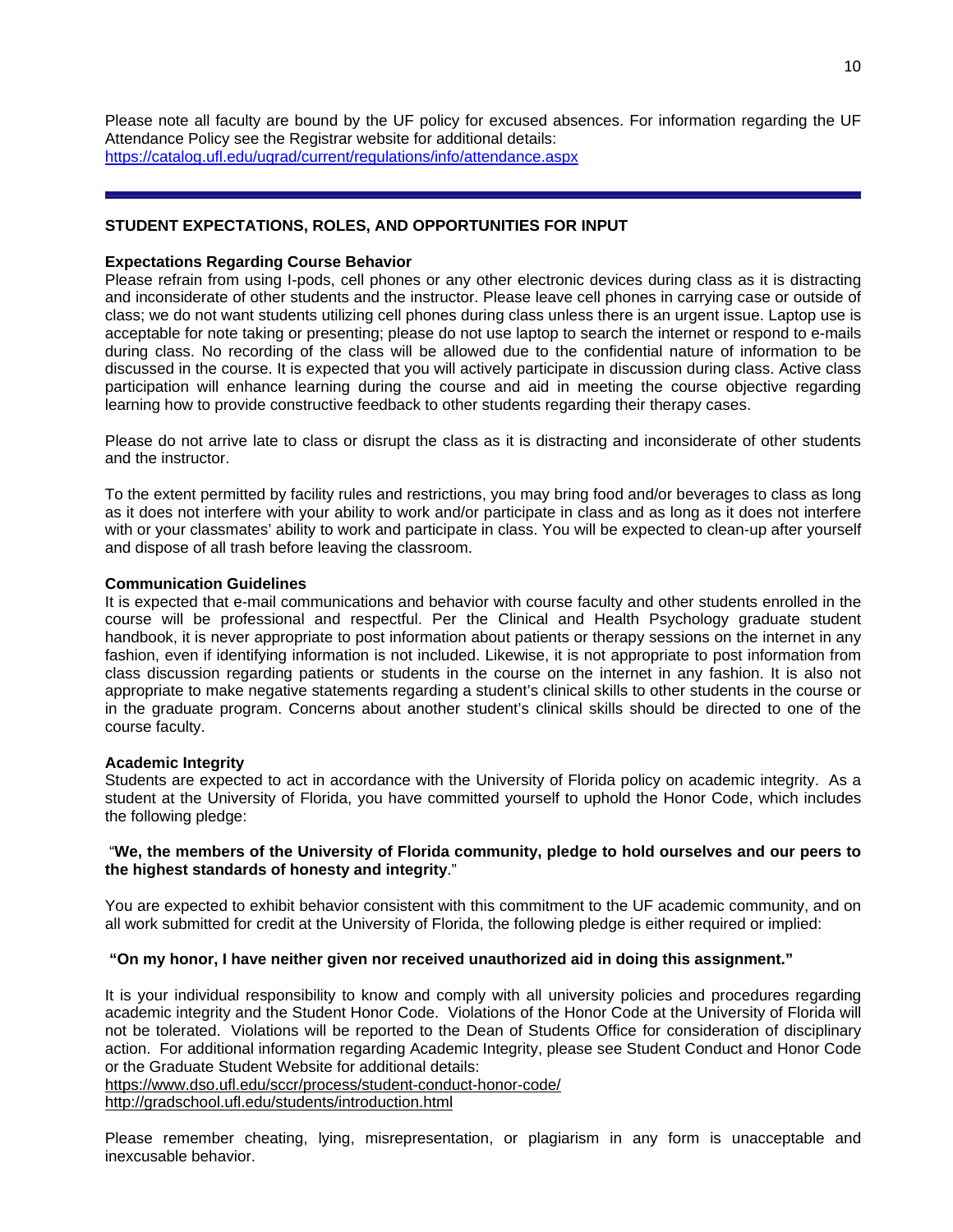Please note all faculty are bound by the UF policy for excused absences. For information regarding the UF Attendance Policy see the Registrar website for additional details:
https://catalog.ufl.edu/ugrad/current/regulations/info/attendance.aspx

---

## STUDENT EXPECTATIONS, ROLES, AND OPPORTUNITIES FOR INPUT

### Expectations Regarding Course Behavior

Please refrain from using I-pods, cell phones or any other electronic devices during class as it is distracting and inconsiderate of other students and the instructor. Please leave cell phones in carrying case or outside of class; we do not want students utilizing cell phones during class unless there is an urgent issue. Laptop use is acceptable for note taking or presenting; please do not use laptop to search the internet or respond to e-mails during class. No recording of the class will be allowed due to the confidential nature of information to be discussed in the course. It is expected that you will actively participate in discussion during class. Active class participation will enhance learning during the course and aid in meeting the course objective regarding learning how to provide constructive feedback to other students regarding their therapy cases.

Please do not arrive late to class or disrupt the class as it is distracting and inconsiderate of other students and the instructor.

To the extent permitted by facility rules and restrictions, you may bring food and/or beverages to class as long as it does not interfere with your ability to work and/or participate in class and as long as it does not interfere with or your classmates' ability to work and participate in class. You will be expected to clean-up after yourself and dispose of all trash before leaving the classroom.

### Communication Guidelines

It is expected that e-mail communications and behavior with course faculty and other students enrolled in the course will be professional and respectful. Per the Clinical and Health Psychology graduate student handbook, it is never appropriate to post information about patients or therapy sessions on the internet in any fashion, even if identifying information is not included. Likewise, it is not appropriate to post information from class discussion regarding patients or students in the course on the internet in any fashion. It is also not appropriate to make negative statements regarding a student's clinical skills to other students in the course or in the graduate program. Concerns about another student's clinical skills should be directed to one of the course faculty.

### Academic Integrity

Students are expected to act in accordance with the University of Florida policy on academic integrity. As a student at the University of Florida, you have committed yourself to uphold the Honor Code, which includes the following pledge:

"**We, the members of the University of Florida community, pledge to hold ourselves and our peers to the highest standards of honesty and integrity**."

You are expected to exhibit behavior consistent with this commitment to the UF academic community, and on all work submitted for credit at the University of Florida, the following pledge is either required or implied:

**"On my honor, I have neither given nor received unauthorized aid in doing this assignment."**

It is your individual responsibility to know and comply with all university policies and procedures regarding academic integrity and the Student Honor Code. Violations of the Honor Code at the University of Florida will not be tolerated. Violations will be reported to the Dean of Students Office for consideration of disciplinary action. For additional information regarding Academic Integrity, please see Student Conduct and Honor Code or the Graduate Student Website for additional details:
https://www.dso.ufl.edu/sccr/process/student-conduct-honor-code/
http://gradschool.ufl.edu/students/introduction.html

Please remember cheating, lying, misrepresentation, or plagiarism in any form is unacceptable and inexcusable behavior.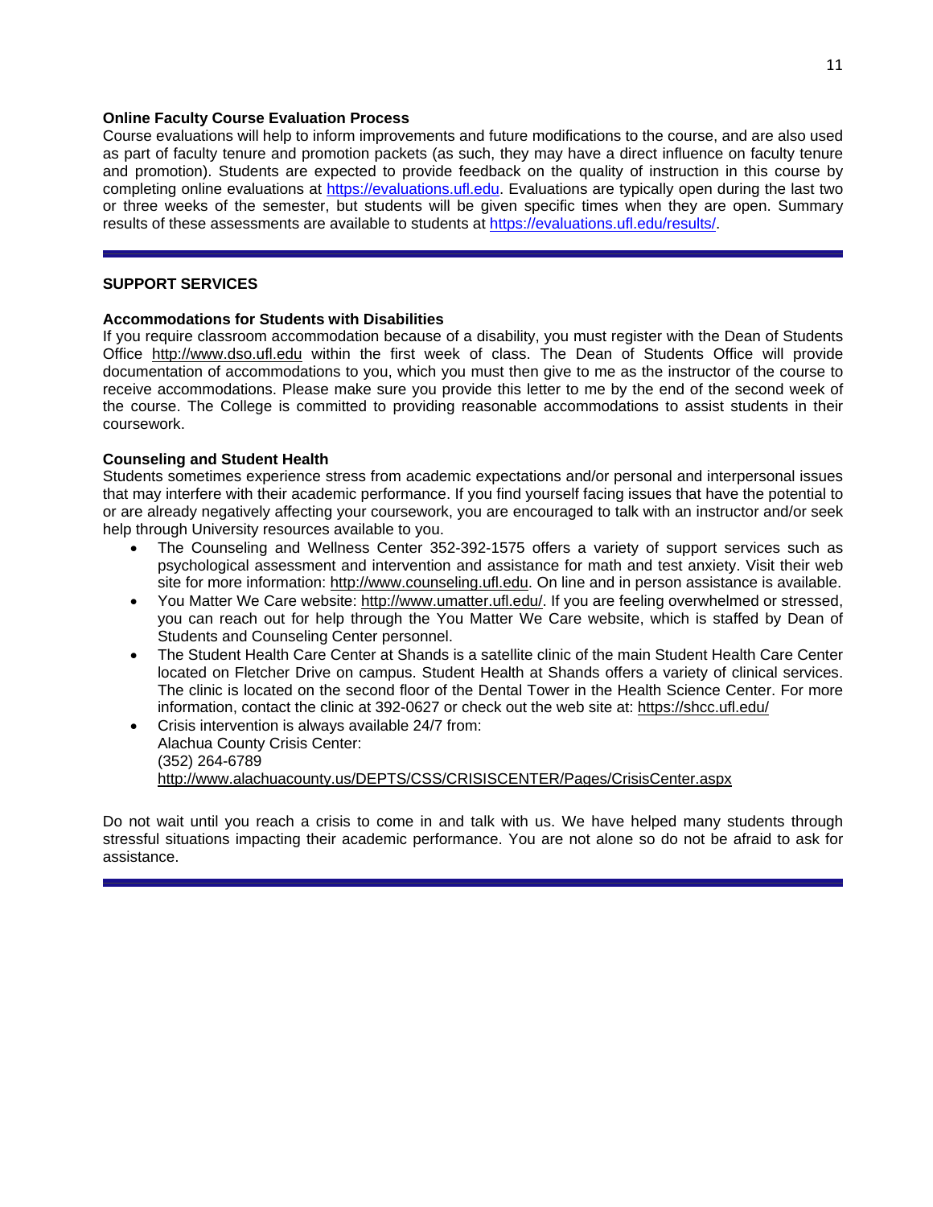**Online Faculty Course Evaluation Process**

Course evaluations will help to inform improvements and future modifications to the course, and are also used as part of faculty tenure and promotion packets (as such, they may have a direct influence on faculty tenure and promotion). Students are expected to provide feedback on the quality of instruction in this course by completing online evaluations at https://evaluations.ufl.edu. Evaluations are typically open during the last two or three weeks of the semester, but students will be given specific times when they are open. Summary results of these assessments are available to students at https://evaluations.ufl.edu/results/.

---

## SUPPORT SERVICES

**Accommodations for Students with Disabilities**

If you require classroom accommodation because of a disability, you must register with the Dean of Students Office http://www.dso.ufl.edu within the first week of class. The Dean of Students Office will provide documentation of accommodations to you, which you must then give to me as the instructor of the course to receive accommodations. Please make sure you provide this letter to me by the end of the second week of the course. The College is committed to providing reasonable accommodations to assist students in their coursework.

**Counseling and Student Health**

Students sometimes experience stress from academic expectations and/or personal and interpersonal issues that may interfere with their academic performance. If you find yourself facing issues that have the potential to or are already negatively affecting your coursework, you are encouraged to talk with an instructor and/or seek help through University resources available to you.

- The Counseling and Wellness Center 352-392-1575 offers a variety of support services such as psychological assessment and intervention and assistance for math and test anxiety. Visit their web site for more information: http://www.counseling.ufl.edu. On line and in person assistance is available.
- You Matter We Care website: http://www.umatter.ufl.edu/. If you are feeling overwhelmed or stressed, you can reach out for help through the You Matter We Care website, which is staffed by Dean of Students and Counseling Center personnel.
- The Student Health Care Center at Shands is a satellite clinic of the main Student Health Care Center located on Fletcher Drive on campus. Student Health at Shands offers a variety of clinical services. The clinic is located on the second floor of the Dental Tower in the Health Science Center. For more information, contact the clinic at 392-0627 or check out the web site at: https://shcc.ufl.edu/
- Crisis intervention is always available 24/7 from:
  Alachua County Crisis Center:
  (352) 264-6789
  http://www.alachuacounty.us/DEPTS/CSS/CRISISCENTER/Pages/CrisisCenter.aspx

Do not wait until you reach a crisis to come in and talk with us. We have helped many students through stressful situations impacting their academic performance. You are not alone so do not be afraid to ask for assistance.

---